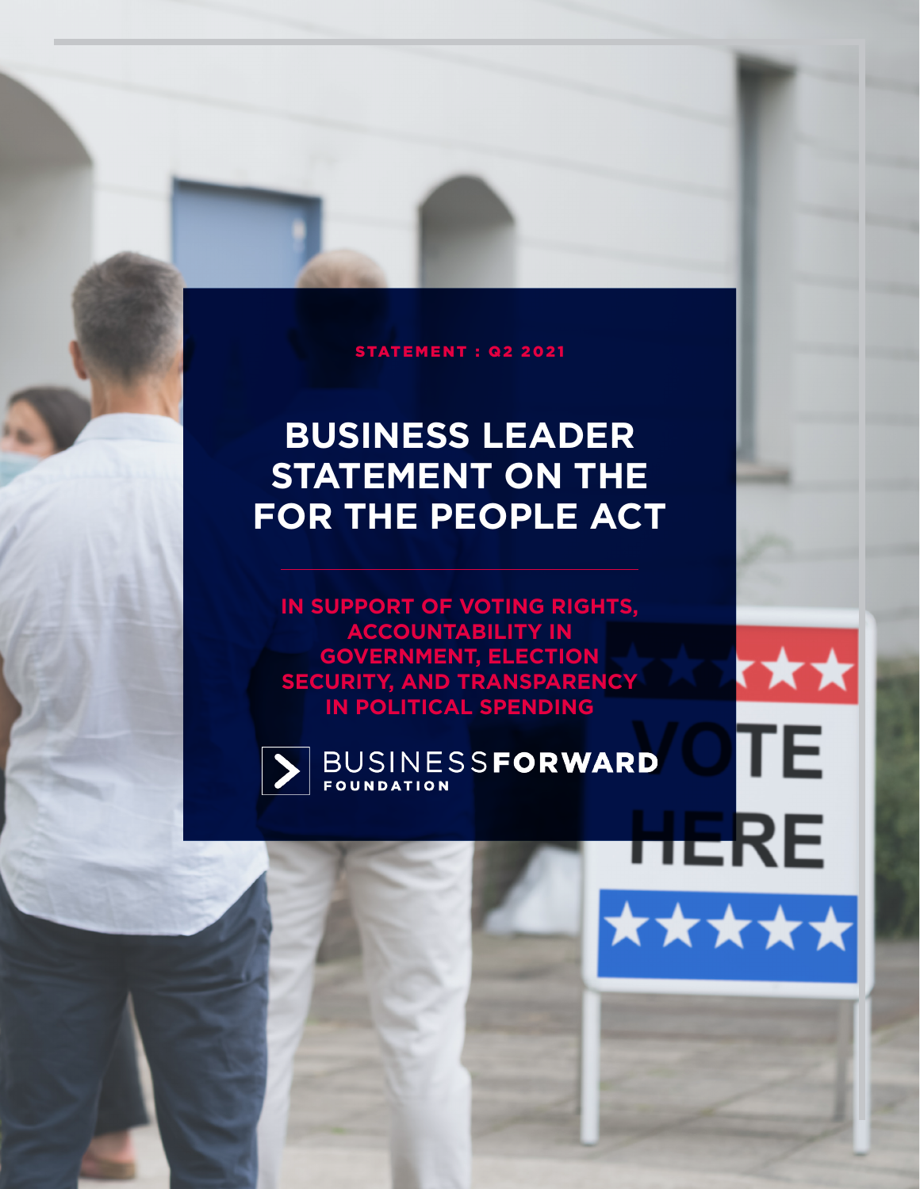STATEMENT : Q2 2021

# BUSINESS LEADER STATEMENT ON THE FOR THE PEOPLE ACT

## IN SUPPORT OF VOTING RIGHTS, ACCOUNTABILITY IN GOVERNMENT, ELECTION SECURITY, AND TRANSPARENCY IN POLITICAL SPENDING

BUSINESS**FORWARD**
FOUNDATION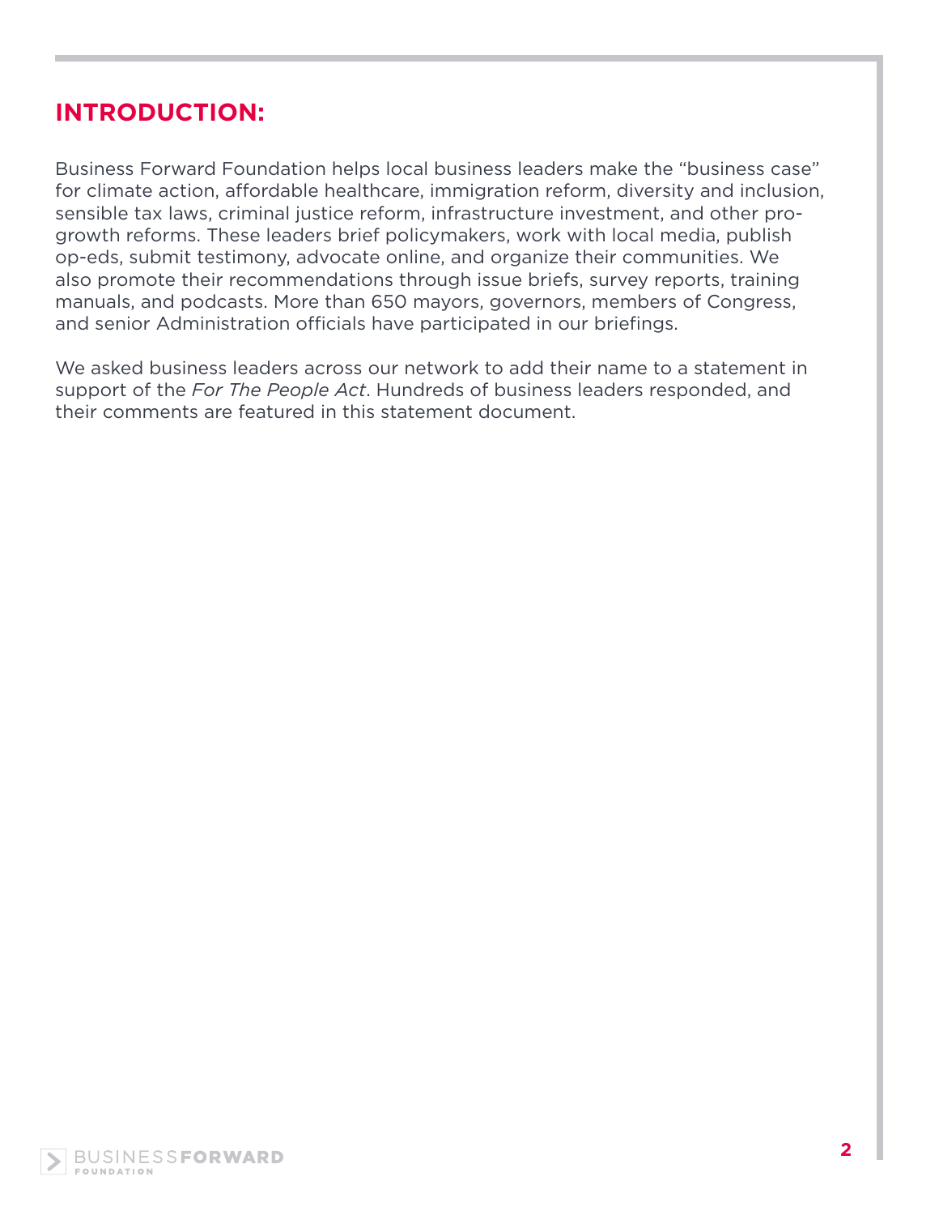## INTRODUCTION:

Business Forward Foundation helps local business leaders make the "business case" for climate action, affordable healthcare, immigration reform, diversity and inclusion, sensible tax laws, criminal justice reform, infrastructure investment, and other pro-growth reforms. These leaders brief policymakers, work with local media, publish op-eds, submit testimony, advocate online, and organize their communities. We also promote their recommendations through issue briefs, survey reports, training manuals, and podcasts. More than 650 mayors, governors, members of Congress, and senior Administration officials have participated in our briefings.

We asked business leaders across our network to add their name to a statement in support of the *For The People Act*. Hundreds of business leaders responded, and their comments are featured in this statement document.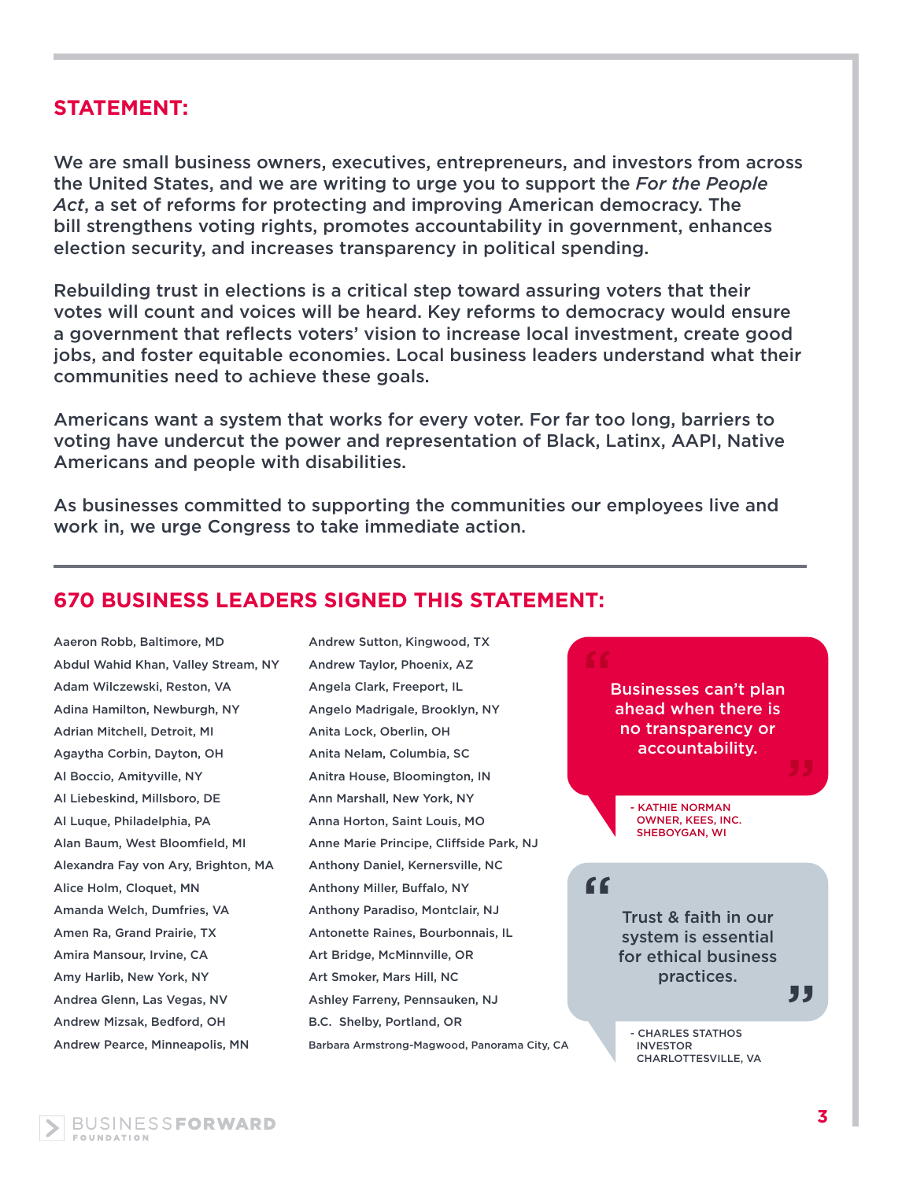## STATEMENT:

We are small business owners, executives, entrepreneurs, and investors from across the United States, and we are writing to urge you to support the *For the People Act*, a set of reforms for protecting and improving American democracy. The bill strengthens voting rights, promotes accountability in government, enhances election security, and increases transparency in political spending.

Rebuilding trust in elections is a critical step toward assuring voters that their votes will count and voices will be heard. Key reforms to democracy would ensure a government that reflects voters' vision to increase local investment, create good jobs, and foster equitable economies. Local business leaders understand what their communities need to achieve these goals.

Americans want a system that works for every voter. For far too long, barriers to voting have undercut the power and representation of Black, Latinx, AAPI, Native Americans and people with disabilities.

As businesses committed to supporting the communities our employees live and work in, we urge Congress to take immediate action.

## 670 BUSINESS LEADERS SIGNED THIS STATEMENT:

Aaeron Robb, Baltimore, MD
Abdul Wahid Khan, Valley Stream, NY
Adam Wilczewski, Reston, VA
Adina Hamilton, Newburgh, NY
Adrian Mitchell, Detroit, MI
Agaytha Corbin, Dayton, OH
Al Boccio, Amityville, NY
Al Liebeskind, Millsboro, DE
Al Luque, Philadelphia, PA
Alan Baum, West Bloomfield, MI
Alexandra Fay von Ary, Brighton, MA
Alice Holm, Cloquet, MN
Amanda Welch, Dumfries, VA
Amen Ra, Grand Prairie, TX
Amira Mansour, Irvine, CA
Amy Harlib, New York, NY
Andrea Glenn, Las Vegas, NV
Andrew Mizsak, Bedford, OH
Andrew Pearce, Minneapolis, MN
Andrew Sutton, Kingwood, TX
Andrew Taylor, Phoenix, AZ
Angela Clark, Freeport, IL
Angelo Madrigale, Brooklyn, NY
Anita Lock, Oberlin, OH
Anita Nelam, Columbia, SC
Anitra House, Bloomington, IN
Ann Marshall, New York, NY
Anna Horton, Saint Louis, MO
Anne Marie Principe, Cliffside Park, NJ
Anthony Daniel, Kernersville, NC
Anthony Miller, Buffalo, NY
Anthony Paradiso, Montclair, NJ
Antonette Raines, Bourbonnais, IL
Art Bridge, McMinnville, OR
Art Smoker, Mars Hill, NC
Ashley Farreny, Pennsauken, NJ
B.C. Shelby, Portland, OR
Barbara Armstrong-Magwood, Panorama City, CA

> "Businesses can't plan ahead when there is no transparency or accountability."
>
> - KATHIE NORMAN
> OWNER, KEES, INC.
> SHEBOYGAN, WI

> "Trust & faith in our system is essential for ethical business practices."
>
> - CHARLES STATHOS
> INVESTOR
> CHARLOTTESVILLE, VA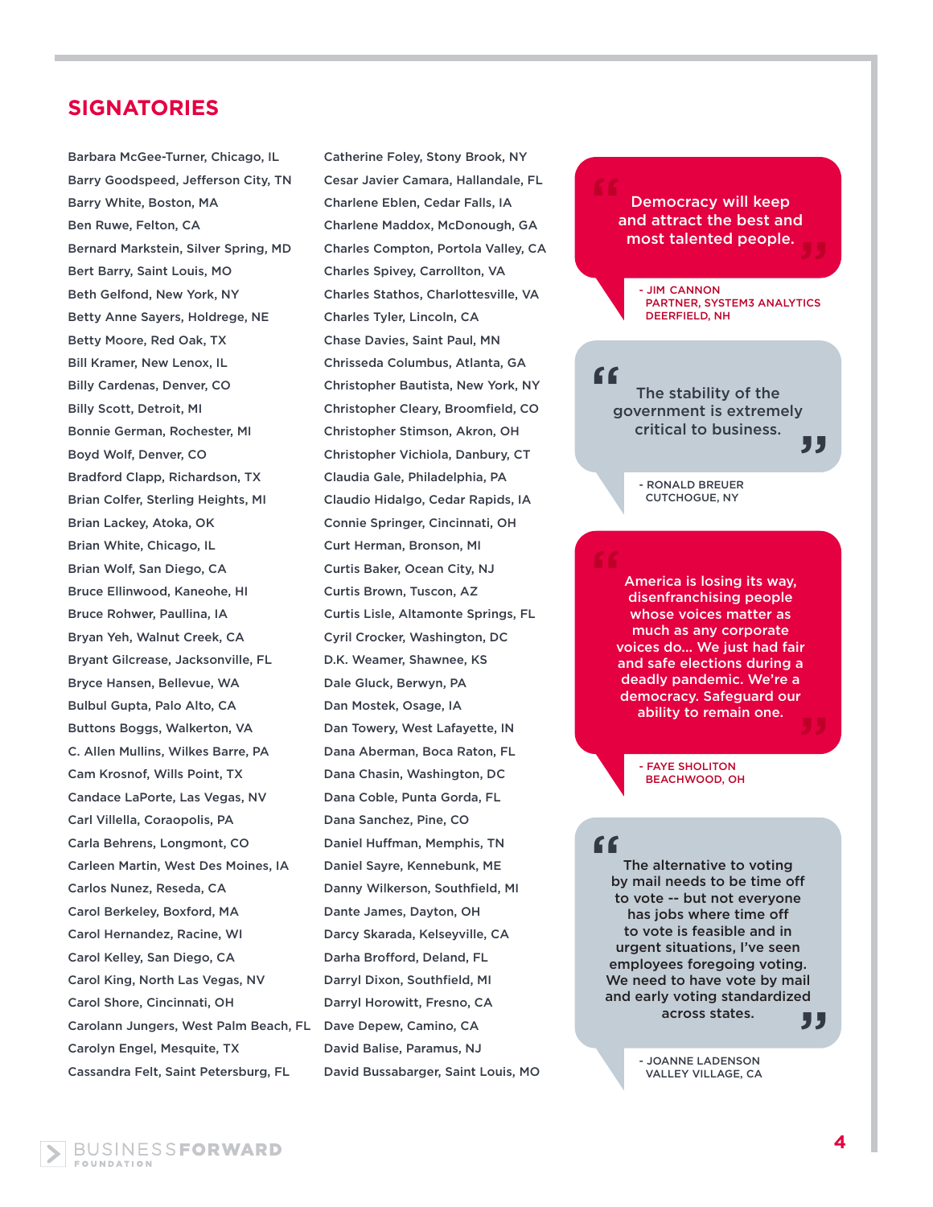## SIGNATORIES

Barbara McGee-Turner, Chicago, IL
Barry Goodspeed, Jefferson City, TN
Barry White, Boston, MA
Ben Ruwe, Felton, CA
Bernard Markstein, Silver Spring, MD
Bert Barry, Saint Louis, MO
Beth Gelfond, New York, NY
Betty Anne Sayers, Holdrege, NE
Betty Moore, Red Oak, TX
Bill Kramer, New Lenox, IL
Billy Cardenas, Denver, CO
Billy Scott, Detroit, MI
Bonnie German, Rochester, MI
Boyd Wolf, Denver, CO
Bradford Clapp, Richardson, TX
Brian Colfer, Sterling Heights, MI
Brian Lackey, Atoka, OK
Brian White, Chicago, IL
Brian Wolf, San Diego, CA
Bruce Ellinwood, Kaneohe, HI
Bruce Rohwer, Paullina, IA
Bryan Yeh, Walnut Creek, CA
Bryant Gilcrease, Jacksonville, FL
Bryce Hansen, Bellevue, WA
Bulbul Gupta, Palo Alto, CA
Buttons Boggs, Walkerton, VA
C. Allen Mullins, Wilkes Barre, PA
Cam Krosnof, Wills Point, TX
Candace LaPorte, Las Vegas, NV
Carl Villella, Coraopolis, PA
Carla Behrens, Longmont, CO
Carleen Martin, West Des Moines, IA
Carlos Nunez, Reseda, CA
Carol Berkeley, Boxford, MA
Carol Hernandez, Racine, WI
Carol Kelley, San Diego, CA
Carol King, North Las Vegas, NV
Carol Shore, Cincinnati, OH
Carolann Jungers, West Palm Beach, FL
Carolyn Engel, Mesquite, TX
Cassandra Felt, Saint Petersburg, FL

Catherine Foley, Stony Brook, NY
Cesar Javier Camara, Hallandale, FL
Charlene Eblen, Cedar Falls, IA
Charlene Maddox, McDonough, GA
Charles Compton, Portola Valley, CA
Charles Spivey, Carrollton, VA
Charles Stathos, Charlottesville, VA
Charles Tyler, Lincoln, CA
Chase Davies, Saint Paul, MN
Chrisseda Columbus, Atlanta, GA
Christopher Bautista, New York, NY
Christopher Cleary, Broomfield, CO
Christopher Stimson, Akron, OH
Christopher Vichiola, Danbury, CT
Claudia Gale, Philadelphia, PA
Claudio Hidalgo, Cedar Rapids, IA
Connie Springer, Cincinnati, OH
Curt Herman, Bronson, MI
Curtis Baker, Ocean City, NJ
Curtis Brown, Tuscon, AZ
Curtis Lisle, Altamonte Springs, FL
Cyril Crocker, Washington, DC
D.K. Weamer, Shawnee, KS
Dale Gluck, Berwyn, PA
Dan Mostek, Osage, IA
Dan Towery, West Lafayette, IN
Dana Aberman, Boca Raton, FL
Dana Chasin, Washington, DC
Dana Coble, Punta Gorda, FL
Dana Sanchez, Pine, CO
Daniel Huffman, Memphis, TN
Daniel Sayre, Kennebunk, ME
Danny Wilkerson, Southfield, MI
Dante James, Dayton, OH
Darcy Skarada, Kelseyville, CA
Darha Brofford, Deland, FL
Darryl Dixon, Southfield, MI
Darryl Horowitt, Fresno, CA
Dave Depew, Camino, CA
David Balise, Paramus, NJ
David Bussabarger, Saint Louis, MO

> "Democracy will keep and attract the best and most talented people."
>
> \- JIM CANNON
> PARTNER, SYSTEM3 ANALYTICS
> DEERFIELD, NH

> "The stability of the government is extremely critical to business."
>
> \- RONALD BREUER
> CUTCHOGUE, NY

> "America is losing its way, disenfranchising people whose voices matter as much as any corporate voices do... We just had fair and safe elections during a deadly pandemic. We're a democracy. Safeguard our ability to remain one."
>
> \- FAYE SHOLITON
> BEACHWOOD, OH

> "The alternative to voting by mail needs to be time off to vote -- but not everyone has jobs where time off to vote is feasible and in urgent situations, I've seen employees foregoing voting. We need to have vote by mail and early voting standardized across states."
>
> \- JOANNE LADENSON
> VALLEY VILLAGE, CA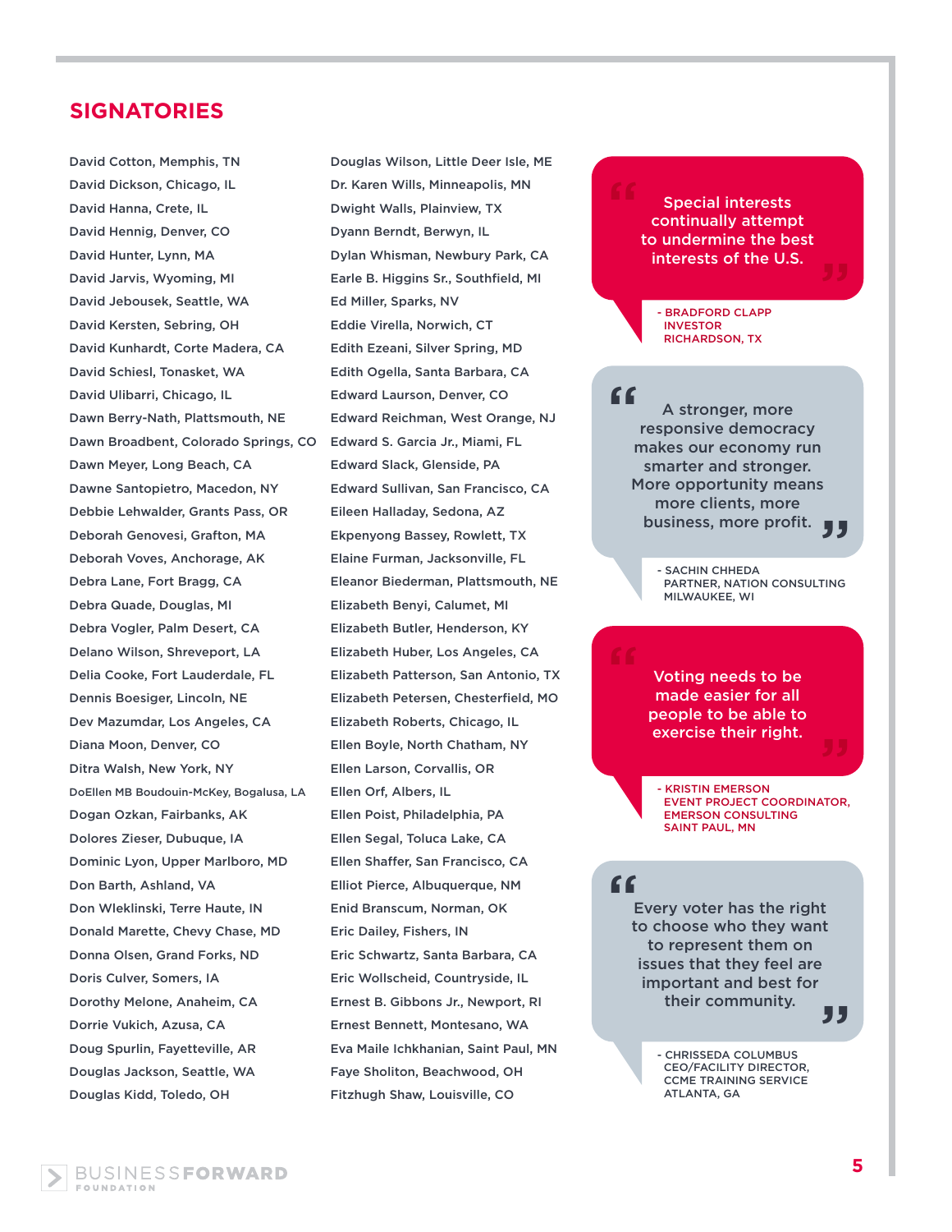## SIGNATORIES

David Cotton, Memphis, TN
David Dickson, Chicago, IL
David Hanna, Crete, IL
David Hennig, Denver, CO
David Hunter, Lynn, MA
David Jarvis, Wyoming, MI
David Jebousek, Seattle, WA
David Kersten, Sebring, OH
David Kunhardt, Corte Madera, CA
David Schiesl, Tonasket, WA
David Ulibarri, Chicago, IL
Dawn Berry-Nath, Plattsmouth, NE
Dawn Broadbent, Colorado Springs, CO
Dawn Meyer, Long Beach, CA
Dawne Santopietro, Macedon, NY
Debbie Lehwalder, Grants Pass, OR
Deborah Genovesi, Grafton, MA
Deborah Voves, Anchorage, AK
Debra Lane, Fort Bragg, CA
Debra Quade, Douglas, MI
Debra Vogler, Palm Desert, CA
Delano Wilson, Shreveport, LA
Delia Cooke, Fort Lauderdale, FL
Dennis Boesiger, Lincoln, NE
Dev Mazumdar, Los Angeles, CA
Diana Moon, Denver, CO
Ditra Walsh, New York, NY
DoEllen MB Boudouin-McKey, Bogalusa, LA
Dogan Ozkan, Fairbanks, AK
Dolores Zieser, Dubuque, IA
Dominic Lyon, Upper Marlboro, MD
Don Barth, Ashland, VA
Don Wleklinski, Terre Haute, IN
Donald Marette, Chevy Chase, MD
Donna Olsen, Grand Forks, ND
Doris Culver, Somers, IA
Dorothy Melone, Anaheim, CA
Dorrie Vukich, Azusa, CA
Doug Spurlin, Fayetteville, AR
Douglas Jackson, Seattle, WA
Douglas Kidd, Toledo, OH
Douglas Wilson, Little Deer Isle, ME
Dr. Karen Wills, Minneapolis, MN
Dwight Walls, Plainview, TX
Dyann Berndt, Berwyn, IL
Dylan Whisman, Newbury Park, CA
Earle B. Higgins Sr., Southfield, MI
Ed Miller, Sparks, NV
Eddie Virella, Norwich, CT
Edith Ezeani, Silver Spring, MD
Edith Ogella, Santa Barbara, CA
Edward Laurson, Denver, CO
Edward Reichman, West Orange, NJ
Edward S. Garcia Jr., Miami, FL
Edward Slack, Glenside, PA
Edward Sullivan, San Francisco, CA
Eileen Halladay, Sedona, AZ
Ekpenyong Bassey, Rowlett, TX
Elaine Furman, Jacksonville, FL
Eleanor Biederman, Plattsmouth, NE
Elizabeth Benyi, Calumet, MI
Elizabeth Butler, Henderson, KY
Elizabeth Huber, Los Angeles, CA
Elizabeth Patterson, San Antonio, TX
Elizabeth Petersen, Chesterfield, MO
Elizabeth Roberts, Chicago, IL
Ellen Boyle, North Chatham, NY
Ellen Larson, Corvallis, OR
Ellen Orf, Albers, IL
Ellen Poist, Philadelphia, PA
Ellen Segal, Toluca Lake, CA
Ellen Shaffer, San Francisco, CA
Elliot Pierce, Albuquerque, NM
Enid Branscum, Norman, OK
Eric Dailey, Fishers, IN
Eric Schwartz, Santa Barbara, CA
Eric Wollscheid, Countryside, IL
Ernest B. Gibbons Jr., Newport, RI
Ernest Bennett, Montesano, WA
Eva Maile Ichkhanian, Saint Paul, MN
Faye Sholiton, Beachwood, OH
Fitzhugh Shaw, Louisville, CO

> "Special interests continually attempt to undermine the best interests of the U.S."
>
> \- BRADFORD CLAPP
> INVESTOR
> RICHARDSON, TX

> "A stronger, more responsive democracy makes our economy run smarter and stronger. More opportunity means more clients, more business, more profit."
>
> \- SACHIN CHHEDA
> PARTNER, NATION CONSULTING
> MILWAUKEE, WI

> "Voting needs to be made easier for all people to be able to exercise their right."
>
> \- KRISTIN EMERSON
> EVENT PROJECT COORDINATOR, EMERSON CONSULTING
> SAINT PAUL, MN

> "Every voter has the right to choose who they want to represent them on issues that they feel are important and best for their community."
>
> \- CHRISSEDA COLUMBUS
> CEO/FACILITY DIRECTOR, CCME TRAINING SERVICE
> ATLANTA, GA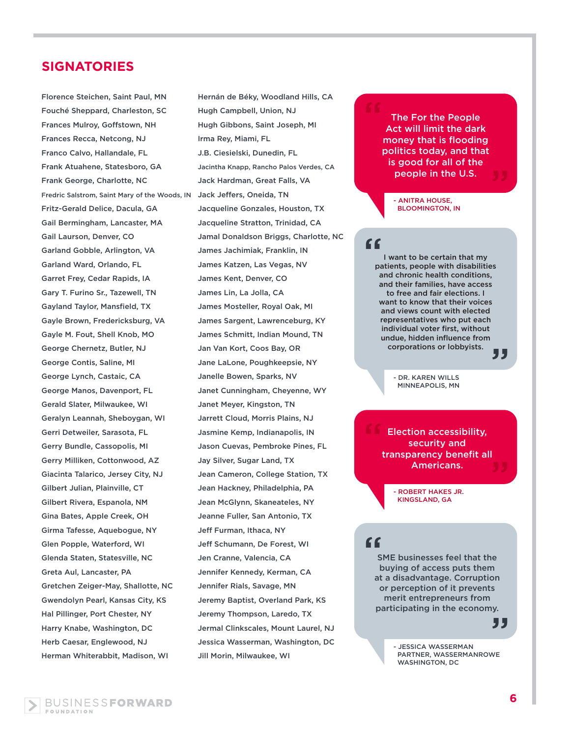## SIGNATORIES

Florence Steichen, Saint Paul, MN
Fouché Sheppard, Charleston, SC
Frances Mulroy, Goffstown, NH
Frances Recca, Netcong, NJ
Franco Calvo, Hallandale, FL
Frank Atuahene, Statesboro, GA
Frank George, Charlotte, NC
Fredric Salstrom, Saint Mary of the Woods, IN
Fritz-Gerald Delice, Dacula, GA
Gail Bermingham, Lancaster, MA
Gail Laurson, Denver, CO
Garland Gobble, Arlington, VA
Garland Ward, Orlando, FL
Garret Frey, Cedar Rapids, IA
Gary T. Furino Sr., Tazewell, TN
Gayland Taylor, Mansfield, TX
Gayle Brown, Fredericksburg, VA
Gayle M. Fout, Shell Knob, MO
George Chernetz, Butler, NJ
George Contis, Saline, MI
George Lynch, Castaic, CA
George Manos, Davenport, FL
Gerald Slater, Milwaukee, WI
Geralyn Leannah, Sheboygan, WI
Gerri Detweiler, Sarasota, FL
Gerry Bundle, Cassopolis, MI
Gerry Milliken, Cottonwood, AZ
Giacinta Talarico, Jersey City, NJ
Gilbert Julian, Plainville, CT
Gilbert Rivera, Espanola, NM
Gina Bates, Apple Creek, OH
Girma Tafesse, Aquebogue, NY
Glen Popple, Waterford, WI
Glenda Staten, Statesville, NC
Greta Aul, Lancaster, PA
Gretchen Zeiger-May, Shallotte, NC
Gwendolyn Pearl, Kansas City, KS
Hal Pillinger, Port Chester, NY
Harry Knabe, Washington, DC
Herb Caesar, Englewood, NJ
Herman Whiterabbit, Madison, WI
Hernán de Béky, Woodland Hills, CA
Hugh Campbell, Union, NJ
Hugh Gibbons, Saint Joseph, MI
Irma Rey, Miami, FL
J.B. Ciesielski, Dunedin, FL
Jacintha Knapp, Rancho Palos Verdes, CA
Jack Hardman, Great Falls, VA
Jack Jeffers, Oneida, TN
Jacqueline Gonzales, Houston, TX
Jacqueline Stratton, Trinidad, CA
Jamal Donaldson Briggs, Charlotte, NC
James Jachimiak, Franklin, IN
James Katzen, Las Vegas, NV
James Kent, Denver, CO
James Lin, La Jolla, CA
James Mosteller, Royal Oak, MI
James Sargent, Lawrenceburg, KY
James Schmitt, Indian Mound, TN
Jan Van Kort, Coos Bay, OR
Jane LaLone, Poughkeepsie, NY
Janelle Bowen, Sparks, NV
Janet Cunningham, Cheyenne, WY
Janet Meyer, Kingston, TN
Jarrett Cloud, Morris Plains, NJ
Jasmine Kemp, Indianapolis, IN
Jason Cuevas, Pembroke Pines, FL
Jay Silver, Sugar Land, TX
Jean Cameron, College Station, TX
Jean Hackney, Philadelphia, PA
Jean McGlynn, Skaneateles, NY
Jeanne Fuller, San Antonio, TX
Jeff Furman, Ithaca, NY
Jeff Schumann, De Forest, WI
Jen Cranne, Valencia, CA
Jennifer Kennedy, Kerman, CA
Jennifer Rials, Savage, MN
Jeremy Baptist, Overland Park, KS
Jeremy Thompson, Laredo, TX
Jermal Clinkscales, Mount Laurel, NJ
Jessica Wasserman, Washington, DC
Jill Morin, Milwaukee, WI

> "The For the People Act will limit the dark money that is flooding politics today, and that is good for all of the people in the U.S."
>
> - ANITRA HOUSE, BLOOMINGTON, IN

> "I want to be certain that my patients, people with disabilities and chronic health conditions, and their families, have access to free and fair elections. I want to know that their voices and views count with elected representatives who put each individual voter first, without undue, hidden influence from corporations or lobbyists."
>
> - DR. KAREN WILLS MINNEAPOLIS, MN

> "Election accessibility, security and transparency benefit all Americans."
>
> - ROBERT HAKES JR. KINGSLAND, GA

> "SME businesses feel that the buying of access puts them at a disadvantage. Corruption or perception of it prevents merit entrepreneurs from participating in the economy."
>
> - JESSICA WASSERMAN PARTNER, WASSERMANROWE WASHINGTON, DC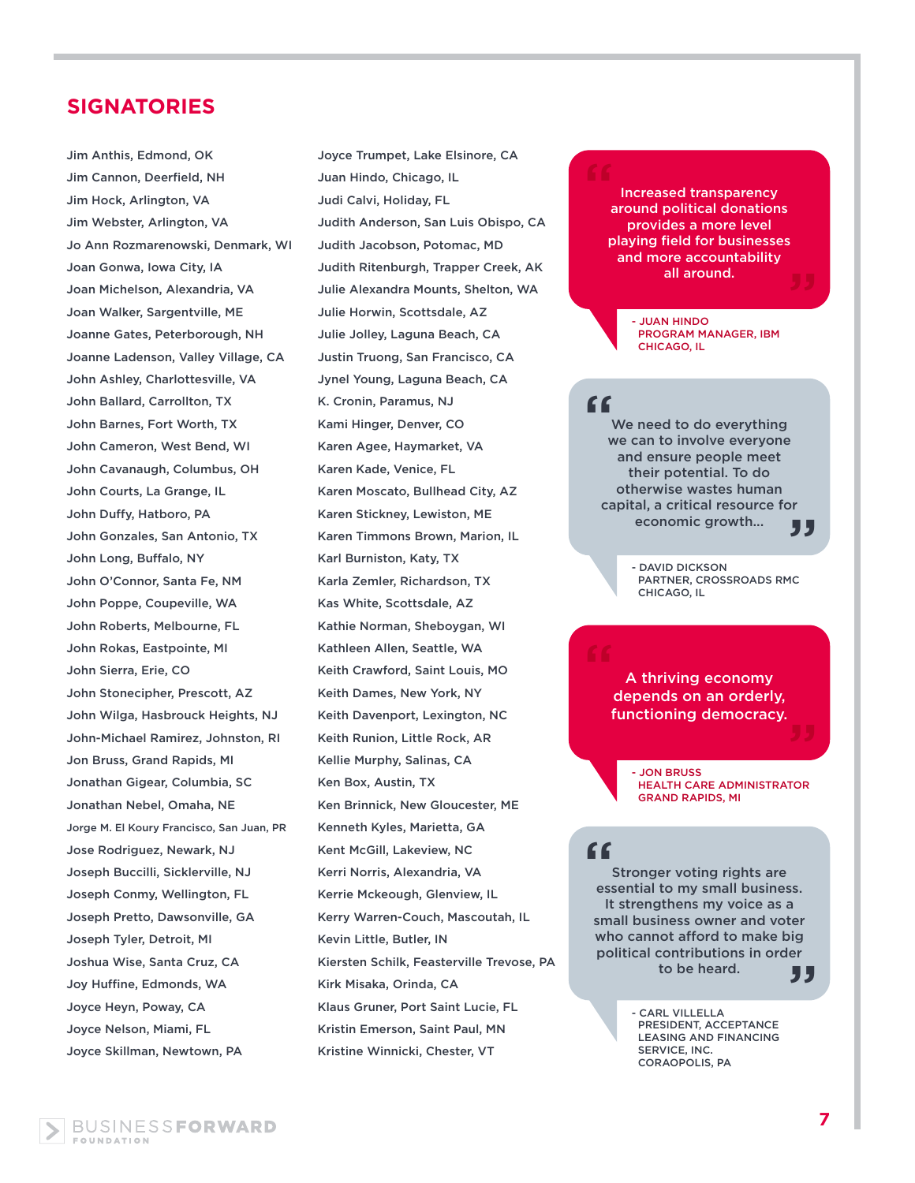## SIGNATORIES

Jim Anthis, Edmond, OK
Jim Cannon, Deerfield, NH
Jim Hock, Arlington, VA
Jim Webster, Arlington, VA
Jo Ann Rozmarenowski, Denmark, WI
Joan Gonwa, Iowa City, IA
Joan Michelson, Alexandria, VA
Joan Walker, Sargentville, ME
Joanne Gates, Peterborough, NH
Joanne Ladenson, Valley Village, CA
John Ashley, Charlottesville, VA
John Ballard, Carrollton, TX
John Barnes, Fort Worth, TX
John Cameron, West Bend, WI
John Cavanaugh, Columbus, OH
John Courts, La Grange, IL
John Duffy, Hatboro, PA
John Gonzales, San Antonio, TX
John Long, Buffalo, NY
John O'Connor, Santa Fe, NM
John Poppe, Coupeville, WA
John Roberts, Melbourne, FL
John Rokas, Eastpointe, MI
John Sierra, Erie, CO
John Stonecipher, Prescott, AZ
John Wilga, Hasbrouck Heights, NJ
John-Michael Ramirez, Johnston, RI
Jon Bruss, Grand Rapids, MI
Jonathan Gigear, Columbia, SC
Jonathan Nebel, Omaha, NE
Jorge M. El Koury Francisco, San Juan, PR
Jose Rodriguez, Newark, NJ
Joseph Buccilli, Sicklerville, NJ
Joseph Conmy, Wellington, FL
Joseph Pretto, Dawsonville, GA
Joseph Tyler, Detroit, MI
Joshua Wise, Santa Cruz, CA
Joy Huffine, Edmonds, WA
Joyce Heyn, Poway, CA
Joyce Nelson, Miami, FL
Joyce Skillman, Newtown, PA

Joyce Trumpet, Lake Elsinore, CA
Juan Hindo, Chicago, IL
Judi Calvi, Holiday, FL
Judith Anderson, San Luis Obispo, CA
Judith Jacobson, Potomac, MD
Judith Ritenburgh, Trapper Creek, AK
Julie Alexandra Mounts, Shelton, WA
Julie Horwin, Scottsdale, AZ
Julie Jolley, Laguna Beach, CA
Justin Truong, San Francisco, CA
Jynel Young, Laguna Beach, CA
K. Cronin, Paramus, NJ
Kami Hinger, Denver, CO
Karen Agee, Haymarket, VA
Karen Kade, Venice, FL
Karen Moscato, Bullhead City, AZ
Karen Stickney, Lewiston, ME
Karen Timmons Brown, Marion, IL
Karl Burniston, Katy, TX
Karla Zemler, Richardson, TX
Kas White, Scottsdale, AZ
Kathie Norman, Sheboygan, WI
Kathleen Allen, Seattle, WA
Keith Crawford, Saint Louis, MO
Keith Dames, New York, NY
Keith Davenport, Lexington, NC
Keith Runion, Little Rock, AR
Kellie Murphy, Salinas, CA
Ken Box, Austin, TX
Ken Brinnick, New Gloucester, ME
Kenneth Kyles, Marietta, GA
Kent McGill, Lakeview, NC
Kerri Norris, Alexandria, VA
Kerrie Mckeough, Glenview, IL
Kerry Warren-Couch, Mascoutah, IL
Kevin Little, Butler, IN
Kiersten Schilk, Feasterville Trevose, PA
Kirk Misaka, Orinda, CA
Klaus Gruner, Port Saint Lucie, FL
Kristin Emerson, Saint Paul, MN
Kristine Winnicki, Chester, VT

> "Increased transparency around political donations provides a more level playing field for businesses and more accountability all around."
>
> \- JUAN HINDO
> PROGRAM MANAGER, IBM
> CHICAGO, IL

> "We need to do everything we can to involve everyone and ensure people meet their potential. To do otherwise wastes human capital, a critical resource for economic growth..."
>
> \- DAVID DICKSON
> PARTNER, CROSSROADS RMC
> CHICAGO, IL

> "A thriving economy depends on an orderly, functioning democracy."
>
> \- JON BRUSS
> HEALTH CARE ADMINISTRATOR
> GRAND RAPIDS, MI

> "Stronger voting rights are essential to my small business. It strengthens my voice as a small business owner and voter who cannot afford to make big political contributions in order to be heard."
>
> \- CARL VILLELLA
> PRESIDENT, ACCEPTANCE LEASING AND FINANCING SERVICE, INC.
> CORAOPOLIS, PA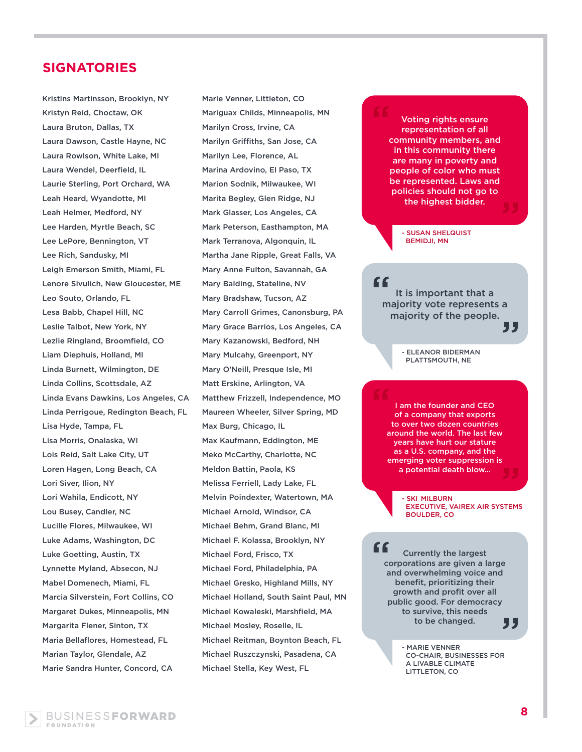## SIGNATORIES

Kristins Martinsson, Brooklyn, NY
Kristyn Reid, Choctaw, OK
Laura Bruton, Dallas, TX
Laura Dawson, Castle Hayne, NC
Laura Rowlson, White Lake, MI
Laura Wendel, Deerfield, IL
Laurie Sterling, Port Orchard, WA
Leah Heard, Wyandotte, MI
Leah Helmer, Medford, NY
Lee Harden, Myrtle Beach, SC
Lee LePore, Bennington, VT
Lee Rich, Sandusky, MI
Leigh Emerson Smith, Miami, FL
Lenore Sivulich, New Gloucester, ME
Leo Souto, Orlando, FL
Lesa Babb, Chapel Hill, NC
Leslie Talbot, New York, NY
Lezlie Ringland, Broomfield, CO
Liam Diephuis, Holland, MI
Linda Burnett, Wilmington, DE
Linda Collins, Scottsdale, AZ
Linda Evans Dawkins, Los Angeles, CA
Linda Perrigoue, Redington Beach, FL
Lisa Hyde, Tampa, FL
Lisa Morris, Onalaska, WI
Lois Reid, Salt Lake City, UT
Loren Hagen, Long Beach, CA
Lori Siver, Ilion, NY
Lori Wahila, Endicott, NY
Lou Busey, Candler, NC
Lucille Flores, Milwaukee, WI
Luke Adams, Washington, DC
Luke Goetting, Austin, TX
Lynnette Myland, Absecon, NJ
Mabel Domenech, Miami, FL
Marcia Silverstein, Fort Collins, CO
Margaret Dukes, Minneapolis, MN
Margarita Flener, Sinton, TX
Maria Bellaflores, Homestead, FL
Marian Taylor, Glendale, AZ
Marie Sandra Hunter, Concord, CA
Marie Venner, Littleton, CO
Mariguax Childs, Minneapolis, MN
Marilyn Cross, Irvine, CA
Marilyn Griffiths, San Jose, CA
Marilyn Lee, Florence, AL
Marina Ardovino, El Paso, TX
Marion Sodnik, Milwaukee, WI
Marita Begley, Glen Ridge, NJ
Mark Glasser, Los Angeles, CA
Mark Peterson, Easthampton, MA
Mark Terranova, Algonquin, IL
Martha Jane Ripple, Great Falls, VA
Mary Anne Fulton, Savannah, GA
Mary Balding, Stateline, NV
Mary Bradshaw, Tucson, AZ
Mary Carroll Grimes, Canonsburg, PA
Mary Grace Barrios, Los Angeles, CA
Mary Kazanowski, Bedford, NH
Mary Mulcahy, Greenport, NY
Mary O'Neill, Presque Isle, MI
Matt Erskine, Arlington, VA
Matthew Frizzell, Independence, MO
Maureen Wheeler, Silver Spring, MD
Max Burg, Chicago, IL
Max Kaufmann, Eddington, ME
Meko McCarthy, Charlotte, NC
Meldon Battin, Paola, KS
Melissa Ferriell, Lady Lake, FL
Melvin Poindexter, Watertown, MA
Michael Arnold, Windsor, CA
Michael Behm, Grand Blanc, MI
Michael F. Kolassa, Brooklyn, NY
Michael Ford, Frisco, TX
Michael Ford, Philadelphia, PA
Michael Gresko, Highland Mills, NY
Michael Holland, South Saint Paul, MN
Michael Kowaleski, Marshfield, MA
Michael Mosley, Roselle, IL
Michael Reitman, Boynton Beach, FL
Michael Ruszczynski, Pasadena, CA
Michael Stella, Key West, FL

> "Voting rights ensure representation of all community members, and in this community there are many in poverty and people of color who must be represented. Laws and policies should not go to the highest bidder."
>
> - SUSAN SHELQUIST, BEMIDJI, MN

> "It is important that a majority vote represents a majority of the people."
>
> - ELEANOR BIDERMAN, PLATTSMOUTH, NE

> "I am the founder and CEO of a company that exports to over two dozen countries around the world. The last few years have hurt our stature as a U.S. company, and the emerging voter suppression is a potential death blow..."
>
> - SKI MILBURN, EXECUTIVE, VAIREX AIR SYSTEMS, BOULDER, CO

> "Currently the largest corporations are given a large and overwhelming voice and benefit, prioritizing their growth and profit over all public good. For democracy to survive, this needs to be changed."
>
> - MARIE VENNER, CO-CHAIR, BUSINESSES FOR A LIVABLE CLIMATE, LITTLETON, CO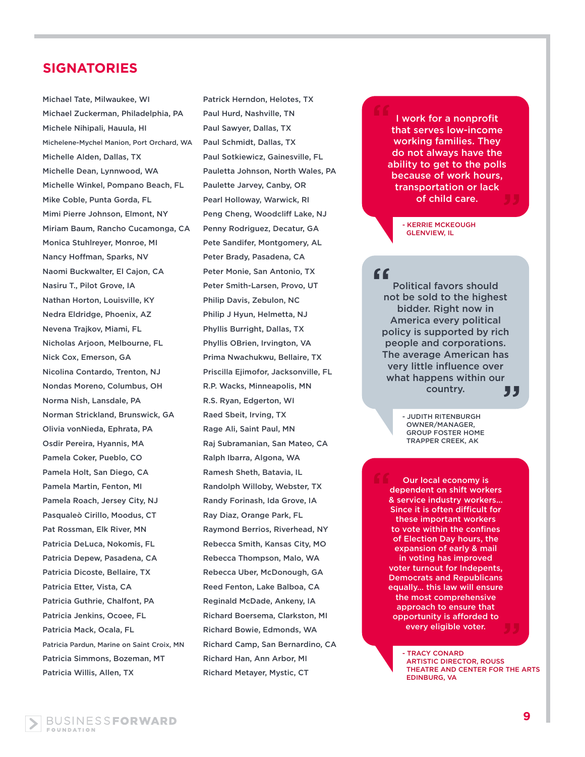## SIGNATORIES

Michael Tate, Milwaukee, WI
Michael Zuckerman, Philadelphia, PA
Michele Nihipali, Hauula, HI
Michelene-Mychel Manion, Port Orchard, WA
Michelle Alden, Dallas, TX
Michelle Dean, Lynnwood, WA
Michelle Winkel, Pompano Beach, FL
Mike Coble, Punta Gorda, FL
Mimi Pierre Johnson, Elmont, NY
Miriam Baum, Rancho Cucamonga, CA
Monica Stuhlreyer, Monroe, MI
Nancy Hoffman, Sparks, NV
Naomi Buckwalter, El Cajon, CA
Nasiru T., Pilot Grove, IA
Nathan Horton, Louisville, KY
Nedra Eldridge, Phoenix, AZ
Nevena Trajkov, Miami, FL
Nicholas Arjoon, Melbourne, FL
Nick Cox, Emerson, GA
Nicolina Contardo, Trenton, NJ
Nondas Moreno, Columbus, OH
Norma Nish, Lansdale, PA
Norman Strickland, Brunswick, GA
Olivia vonNieda, Ephrata, PA
Osdir Pereira, Hyannis, MA
Pamela Coker, Pueblo, CO
Pamela Holt, San Diego, CA
Pamela Martin, Fenton, MI
Pamela Roach, Jersey City, NJ
Pasqualeò Cirillo, Moodus, CT
Pat Rossman, Elk River, MN
Patricia DeLuca, Nokomis, FL
Patricia Depew, Pasadena, CA
Patricia Dicoste, Bellaire, TX
Patricia Etter, Vista, CA
Patricia Guthrie, Chalfont, PA
Patricia Jenkins, Ocoee, FL
Patricia Mack, Ocala, FL
Patricia Pardun, Marine on Saint Croix, MN
Patricia Simmons, Bozeman, MT
Patricia Willis, Allen, TX

Patrick Herndon, Helotes, TX
Paul Hurd, Nashville, TN
Paul Sawyer, Dallas, TX
Paul Schmidt, Dallas, TX
Paul Sotkiewicz, Gainesville, FL
Pauletta Johnson, North Wales, PA
Paulette Jarvey, Canby, OR
Pearl Holloway, Warwick, RI
Peng Cheng, Woodcliff Lake, NJ
Penny Rodriguez, Decatur, GA
Pete Sandifer, Montgomery, AL
Peter Brady, Pasadena, CA
Peter Monie, San Antonio, TX
Peter Smith-Larsen, Provo, UT
Philip Davis, Zebulon, NC
Philip J Hyun, Helmetta, NJ
Phyllis Burright, Dallas, TX
Phyllis OBrien, Irvington, VA
Prima Nwachukwu, Bellaire, TX
Priscilla Ejimofor, Jacksonville, FL
R.P. Wacks, Minneapolis, MN
R.S. Ryan, Edgerton, WI
Raed Sbeit, Irving, TX
Rage Ali, Saint Paul, MN
Raj Subramanian, San Mateo, CA
Ralph Ibarra, Algona, WA
Ramesh Sheth, Batavia, IL
Randolph Willoby, Webster, TX
Randy Forinash, Ida Grove, IA
Ray Diaz, Orange Park, FL
Raymond Berrios, Riverhead, NY
Rebecca Smith, Kansas City, MO
Rebecca Thompson, Malo, WA
Rebecca Uber, McDonough, GA
Reed Fenton, Lake Balboa, CA
Reginald McDade, Ankeny, IA
Richard Boersema, Clarkston, MI
Richard Bowie, Edmonds, WA
Richard Camp, San Bernardino, CA
Richard Han, Ann Arbor, MI
Richard Metayer, Mystic, CT

> "I work for a nonprofit that serves low-income working families. They do not always have the ability to get to the polls because of work hours, transportation or lack of child care."
>
> - KERRIE MCKEOUGH
> GLENVIEW, IL

> "Political favors should not be sold to the highest bidder. Right now in America every political policy is supported by rich people and corporations. The average American has very little influence over what happens within our country."
>
> - JUDITH RITENBURGH
> OWNER/MANAGER, GROUP FOSTER HOME
> TRAPPER CREEK, AK

> "Our local economy is dependent on shift workers & service industry workers... Since it is often difficult for these important workers to vote within the confines of Election Day hours, the expansion of early & mail in voting has improved voter turnout for Indepents, Democrats and Republicans equally... this law will ensure the most comprehensive approach to ensure that opportunity is afforded to every eligible voter."
>
> - TRACY CONARD
> ARTISTIC DIRECTOR, ROUSS THEATRE AND CENTER FOR THE ARTS
> EDINBURG, VA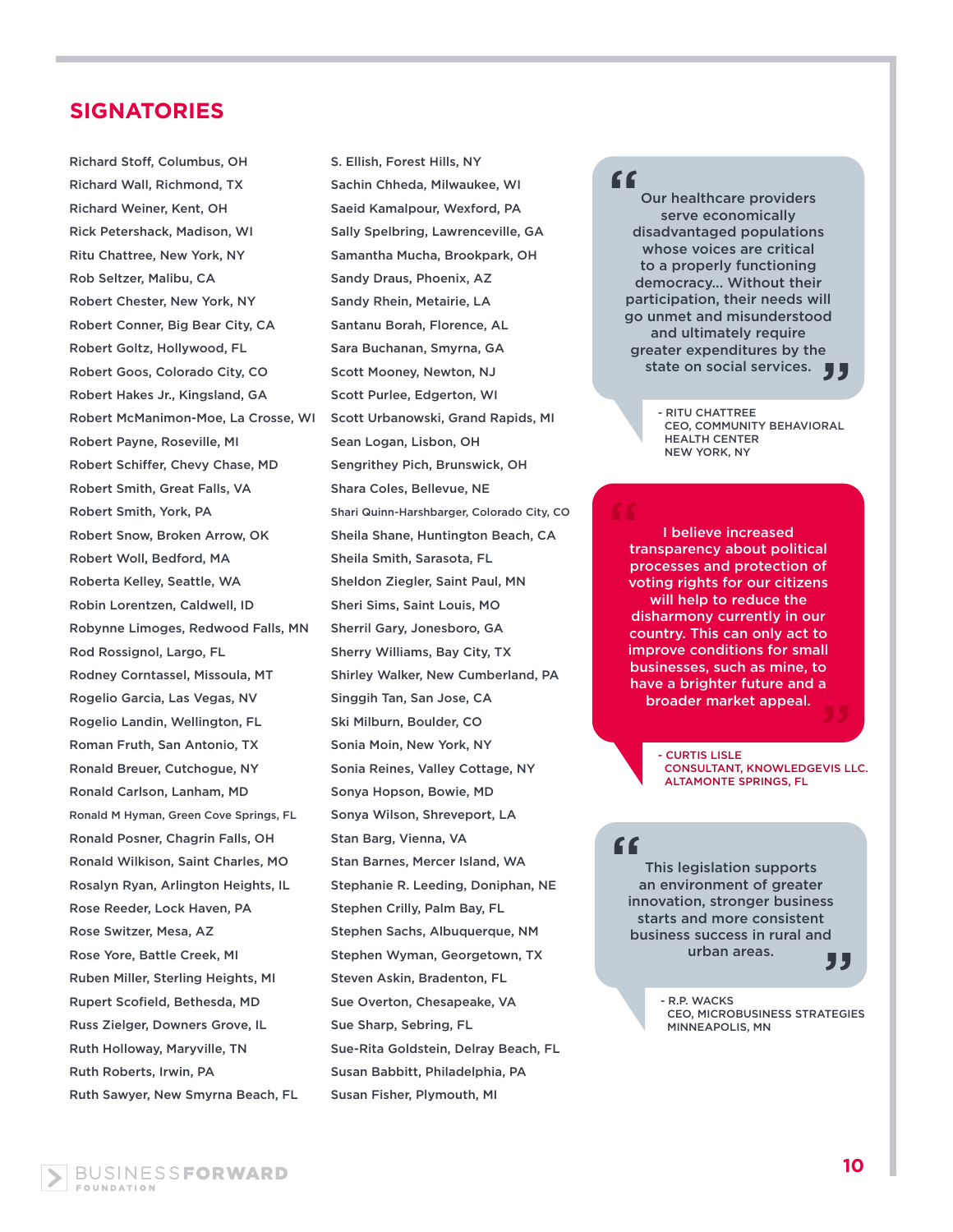## SIGNATORIES

Richard Stoff, Columbus, OH
Richard Wall, Richmond, TX
Richard Weiner, Kent, OH
Rick Petershack, Madison, WI
Ritu Chattree, New York, NY
Rob Seltzer, Malibu, CA
Robert Chester, New York, NY
Robert Conner, Big Bear City, CA
Robert Goltz, Hollywood, FL
Robert Goos, Colorado City, CO
Robert Hakes Jr., Kingsland, GA
Robert McManimon-Moe, La Crosse, WI
Robert Payne, Roseville, MI
Robert Schiffer, Chevy Chase, MD
Robert Smith, Great Falls, VA
Robert Smith, York, PA
Robert Snow, Broken Arrow, OK
Robert Woll, Bedford, MA
Roberta Kelley, Seattle, WA
Robin Lorentzen, Caldwell, ID
Robynne Limoges, Redwood Falls, MN
Rod Rossignol, Largo, FL
Rodney Corntassel, Missoula, MT
Rogelio Garcia, Las Vegas, NV
Rogelio Landin, Wellington, FL
Roman Fruth, San Antonio, TX
Ronald Breuer, Cutchogue, NY
Ronald Carlson, Lanham, MD
Ronald M Hyman, Green Cove Springs, FL
Ronald Posner, Chagrin Falls, OH
Ronald Wilkison, Saint Charles, MO
Rosalyn Ryan, Arlington Heights, IL
Rose Reeder, Lock Haven, PA
Rose Switzer, Mesa, AZ
Rose Yore, Battle Creek, MI
Ruben Miller, Sterling Heights, MI
Rupert Scofield, Bethesda, MD
Russ Zielger, Downers Grove, IL
Ruth Holloway, Maryville, TN
Ruth Roberts, Irwin, PA
Ruth Sawyer, New Smyrna Beach, FL

S. Ellish, Forest Hills, NY
Sachin Chheda, Milwaukee, WI
Saeid Kamalpour, Wexford, PA
Sally Spelbring, Lawrenceville, GA
Samantha Mucha, Brookpark, OH
Sandy Draus, Phoenix, AZ
Sandy Rhein, Metairie, LA
Santanu Borah, Florence, AL
Sara Buchanan, Smyrna, GA
Scott Mooney, Newton, NJ
Scott Purlee, Edgerton, WI
Scott Urbanowski, Grand Rapids, MI
Sean Logan, Lisbon, OH
Sengrithey Pich, Brunswick, OH
Shara Coles, Bellevue, NE
Shari Quinn-Harshbarger, Colorado City, CO
Sheila Shane, Huntington Beach, CA
Sheila Smith, Sarasota, FL
Sheldon Ziegler, Saint Paul, MN
Sheri Sims, Saint Louis, MO
Sherril Gary, Jonesboro, GA
Sherry Williams, Bay City, TX
Shirley Walker, New Cumberland, PA
Singgih Tan, San Jose, CA
Ski Milburn, Boulder, CO
Sonia Moin, New York, NY
Sonia Reines, Valley Cottage, NY
Sonya Hopson, Bowie, MD
Sonya Wilson, Shreveport, LA
Stan Barg, Vienna, VA
Stan Barnes, Mercer Island, WA
Stephanie R. Leeding, Doniphan, NE
Stephen Crilly, Palm Bay, FL
Stephen Sachs, Albuquerque, NM
Stephen Wyman, Georgetown, TX
Steven Askin, Bradenton, FL
Sue Overton, Chesapeake, VA
Sue Sharp, Sebring, FL
Sue-Rita Goldstein, Delray Beach, FL
Susan Babbitt, Philadelphia, PA
Susan Fisher, Plymouth, MI

> "Our healthcare providers serve economically disadvantaged populations whose voices are critical to a properly functioning democracy... Without their participation, their needs will go unmet and misunderstood and ultimately require greater expenditures by the state on social services."
>
> - RITU CHATTREE
> CEO, COMMUNITY BEHAVIORAL HEALTH CENTER
> NEW YORK, NY

> "I believe increased transparency about political processes and protection of voting rights for our citizens will help to reduce the disharmony currently in our country. This can only act to improve conditions for small businesses, such as mine, to have a brighter future and a broader market appeal."
>
> - CURTIS LISLE
> CONSULTANT, KNOWLEDGEVIS LLC.
> ALTAMONTE SPRINGS, FL

> "This legislation supports an environment of greater innovation, stronger business starts and more consistent business success in rural and urban areas."
>
> - R.P. WACKS
> CEO, MICROBUSINESS STRATEGIES
> MINNEAPOLIS, MN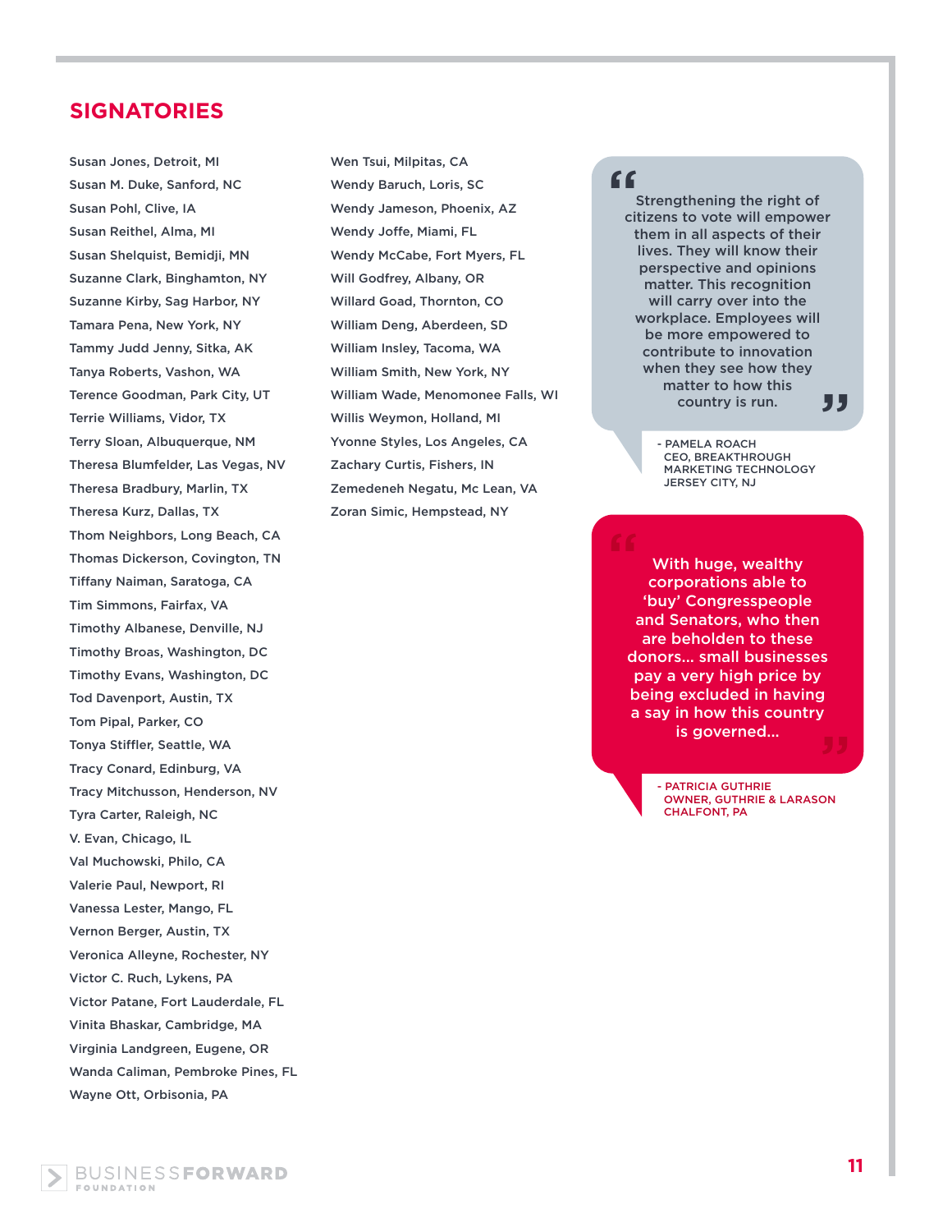## SIGNATORIES

Susan Jones, Detroit, MI
Susan M. Duke, Sanford, NC
Susan Pohl, Clive, IA
Susan Reithel, Alma, MI
Susan Shelquist, Bemidji, MN
Suzanne Clark, Binghamton, NY
Suzanne Kirby, Sag Harbor, NY
Tamara Pena, New York, NY
Tammy Judd Jenny, Sitka, AK
Tanya Roberts, Vashon, WA
Terence Goodman, Park City, UT
Terrie Williams, Vidor, TX
Terry Sloan, Albuquerque, NM
Theresa Blumfelder, Las Vegas, NV
Theresa Bradbury, Marlin, TX
Theresa Kurz, Dallas, TX
Thom Neighbors, Long Beach, CA
Thomas Dickerson, Covington, TN
Tiffany Naiman, Saratoga, CA
Tim Simmons, Fairfax, VA
Timothy Albanese, Denville, NJ
Timothy Broas, Washington, DC
Timothy Evans, Washington, DC
Tod Davenport, Austin, TX
Tom Pipal, Parker, CO
Tonya Stiffler, Seattle, WA
Tracy Conard, Edinburg, VA
Tracy Mitchusson, Henderson, NV
Tyra Carter, Raleigh, NC
V. Evan, Chicago, IL
Val Muchowski, Philo, CA
Valerie Paul, Newport, RI
Vanessa Lester, Mango, FL
Vernon Berger, Austin, TX
Veronica Alleyne, Rochester, NY
Victor C. Ruch, Lykens, PA
Victor Patane, Fort Lauderdale, FL
Vinita Bhaskar, Cambridge, MA
Virginia Landgreen, Eugene, OR
Wanda Caliman, Pembroke Pines, FL
Wayne Ott, Orbisonia, PA
Wen Tsui, Milpitas, CA
Wendy Baruch, Loris, SC
Wendy Jameson, Phoenix, AZ
Wendy Joffe, Miami, FL
Wendy McCabe, Fort Myers, FL
Will Godfrey, Albany, OR
Willard Goad, Thornton, CO
William Deng, Aberdeen, SD
William Insley, Tacoma, WA
William Smith, New York, NY
William Wade, Menomonee Falls, WI
Willis Weymon, Holland, MI
Yvonne Styles, Los Angeles, CA
Zachary Curtis, Fishers, IN
Zemedeneh Negatu, Mc Lean, VA
Zoran Simic, Hempstead, NY

> "Strengthening the right of citizens to vote will empower them in all aspects of their lives. They will know their perspective and opinions matter. This recognition will carry over into the workplace. Employees will be more empowered to contribute to innovation when they see how they matter to how this country is run."
>
> - PAMELA ROACH
> CEO, BREAKTHROUGH MARKETING TECHNOLOGY
> JERSEY CITY, NJ

> "With huge, wealthy corporations able to 'buy' Congresspeople and Senators, who then are beholden to these donors... small businesses pay a very high price by being excluded in having a say in how this country is governed..."
>
> - PATRICIA GUTHRIE
> OWNER, GUTHRIE & LARASON
> CHALFONT, PA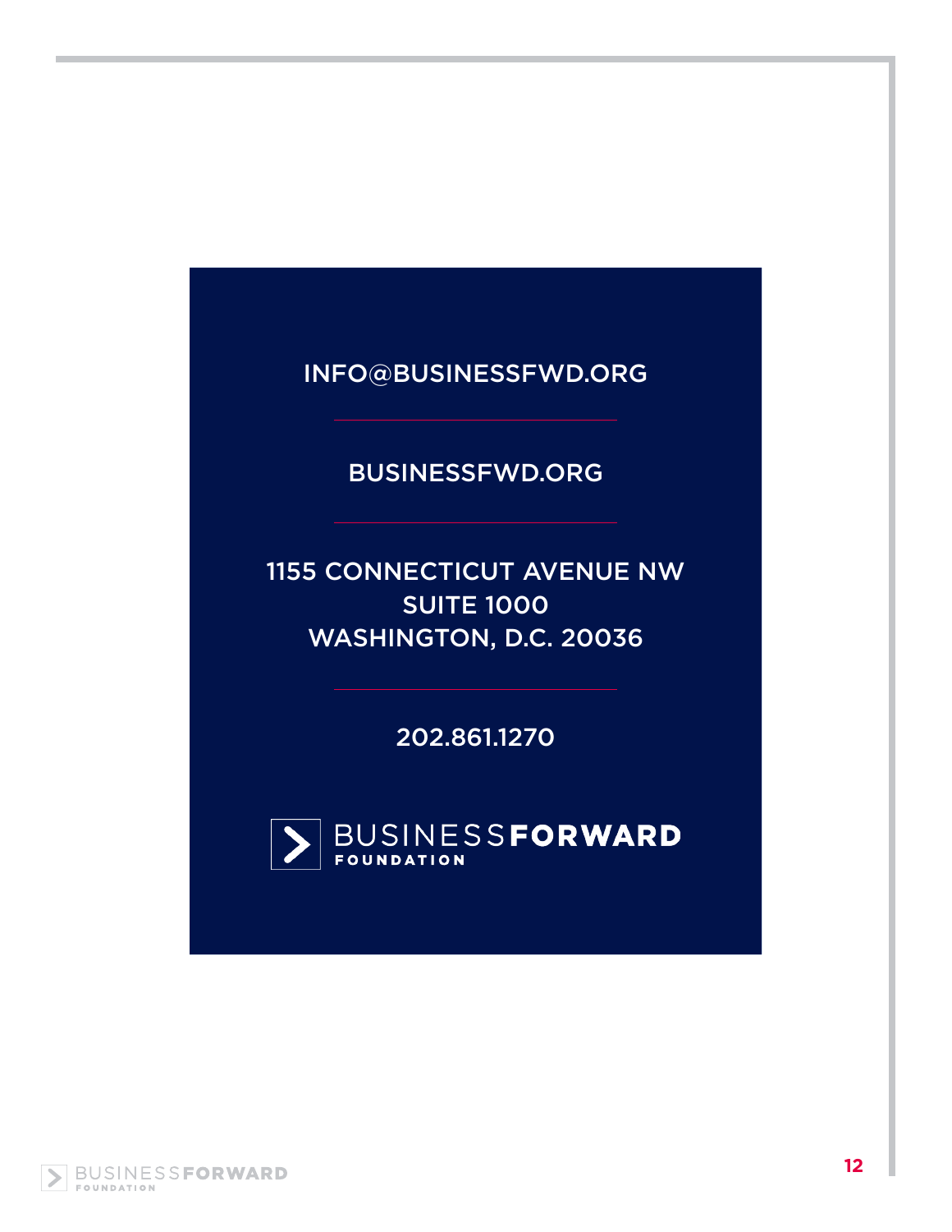INFO@BUSINESSFWD.ORG

BUSINESSFWD.ORG

1155 CONNECTICUT AVENUE NW
SUITE 1000
WASHINGTON, D.C. 20036

202.861.1270

BUSINESS**FORWARD**
**FOUNDATION**